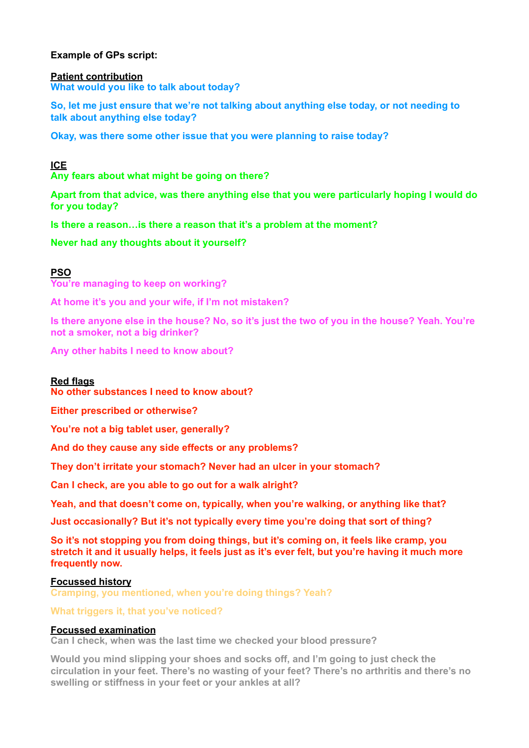**Example of GPs script:**

**Patient contribution**

**What would you like to talk about today?**

**So, let me just ensure that we're not talking about anything else today, or not needing to talk about anything else today?**

**Okay, was there some other issue that you were planning to raise today?**

**ICE**

**Any fears about what might be going on there?**

**Apart from that advice, was there anything else that you were particularly hoping I would do for you today?**

**Is there a reason…is there a reason that it's a problem at the moment?**

**Never had any thoughts about it yourself?**

**PSO**

**You're managing to keep on working?**

**At home it's you and your wife, if I'm not mistaken?**

**Is there anyone else in the house? No, so it's just the two of you in the house? Yeah. You're not a smoker, not a big drinker?**

**Any other habits I need to know about?**

**Red flags**

**No other substances I need to know about?**

**Either prescribed or otherwise?**

**You're not a big tablet user, generally?**

**And do they cause any side effects or any problems?**

**They don't irritate your stomach? Never had an ulcer in your stomach?**

**Can I check, are you able to go out for a walk alright?**

**Yeah, and that doesn't come on, typically, when you're walking, or anything like that?**

**Just occasionally? But it's not typically every time you're doing that sort of thing?**

**So it's not stopping you from doing things, but it's coming on, it feels like cramp, you stretch it and it usually helps, it feels just as it's ever felt, but you're having it much more frequently now.**

**Focussed history**

**Cramping, you mentioned, when you're doing things? Yeah?**

**What triggers it, that you've noticed?**

**Focussed examination**

**Can I check, when was the last time we checked your blood pressure?**

**Would you mind slipping your shoes and socks off, and I'm going to just check the circulation in your feet. There's no wasting of your feet? There's no arthritis and there's no swelling or stiffness in your feet or your ankles at all?**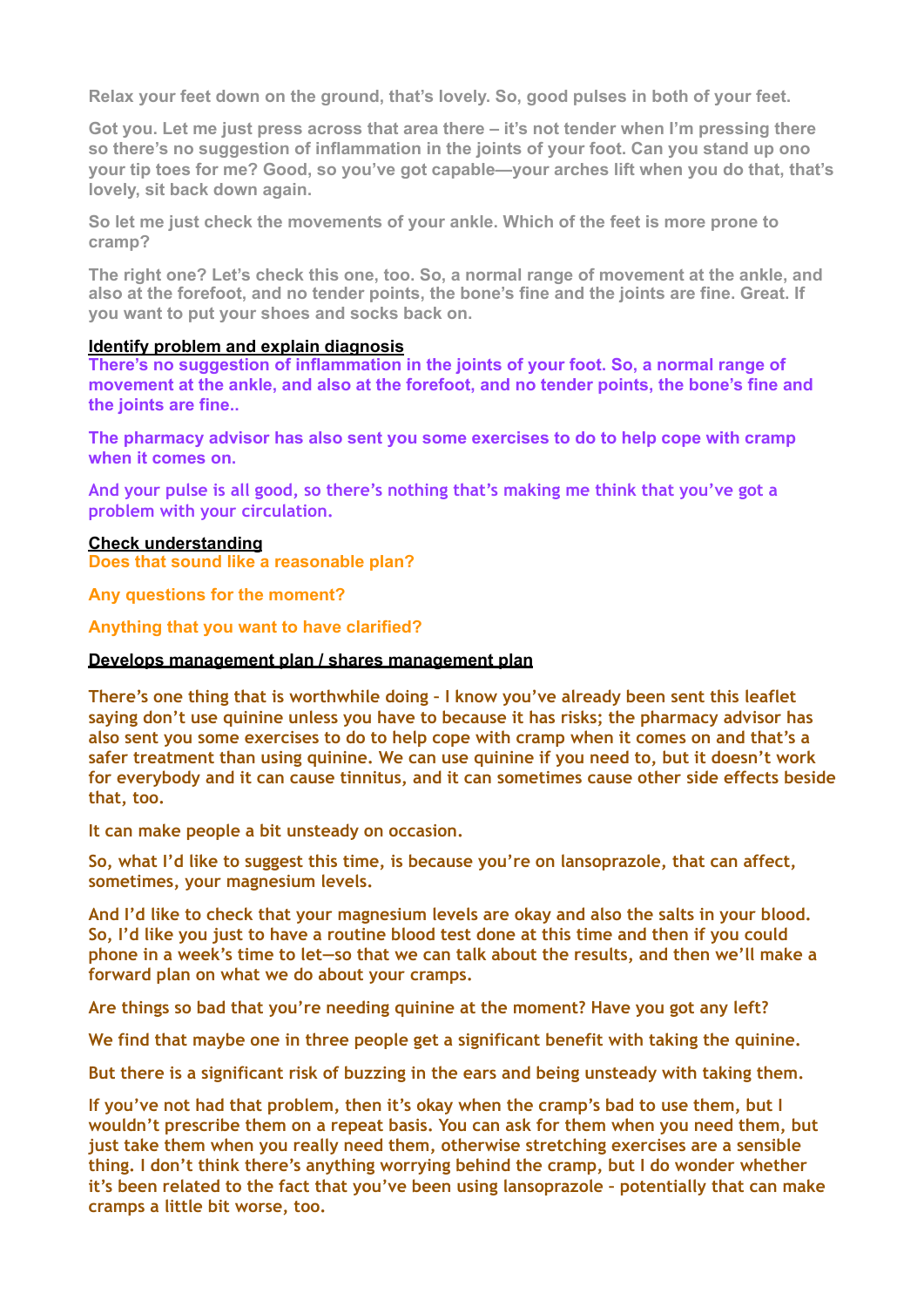Relax your feet down on the ground, that's lovely. So, good pulses in both of your feet.

Got you. Let me just press across that area there – it's not tender when I'm pressing there so there's no suggestion of inflammation in the joints of your foot. Can you stand up ono your tip toes for me? Good, so you've got capable—your arches lift when you do that, that's lovely, sit back down again.

So let me just check the movements of your ankle. Which of the feet is more prone to cramp?

The right one? Let's check this one, too. So, a normal range of movement at the ankle, and also at the forefoot, and no tender points, the bone's fine and the joints are fine. Great. If you want to put your shoes and socks back on.

**Identify problem and explain diagnosis**

**There's no suggestion of inflammation in the joints of your foot. So, a normal range of movement at the ankle, and also at the forefoot, and no tender points, the bone's fine and the joints are fine..**

**The pharmacy advisor has also sent you some exercises to do to help cope with cramp when it comes on.**

**And your pulse is all good, so there's nothing that's making me think that you've got a problem with your circulation.**

**Check understanding**

**Does that sound like a reasonable plan?**

**Any questions for the moment?**

**Anything that you want to have clarified?**

**Develops management plan / shares management plan**

**There's one thing that is worthwhile doing - I know you've already been sent this leaflet saying don't use quinine unless you have to because it has risks; the pharmacy advisor has also sent you some exercises to do to help cope with cramp when it comes on and that's a safer treatment than using quinine. We can use quinine if you need to, but it doesn't work for everybody and it can cause tinnitus, and it can sometimes cause other side effects beside that, too.**

**It can make people a bit unsteady on occasion.**

**So, what I'd like to suggest this time, is because you're on lansoprazole, that can affect, sometimes, your magnesium levels.**

**And I'd like to check that your magnesium levels are okay and also the salts in your blood. So, I'd like you just to have a routine blood test done at this time and then if you could phone in a week's time to let—so that we can talk about the results, and then we'll make a forward plan on what we do about your cramps.**

**Are things so bad that you're needing quinine at the moment? Have you got any left?**

**We find that maybe one in three people get a significant benefit with taking the quinine.**

**But there is a significant risk of buzzing in the ears and being unsteady with taking them.**

**If you've not had that problem, then it's okay when the cramp's bad to use them, but I wouldn't prescribe them on a repeat basis. You can ask for them when you need them, but just take them when you really need them, otherwise stretching exercises are a sensible thing. I don't think there's anything worrying behind the cramp, but I do wonder whether it's been related to the fact that you've been using lansoprazole - potentially that can make cramps a little bit worse, too.**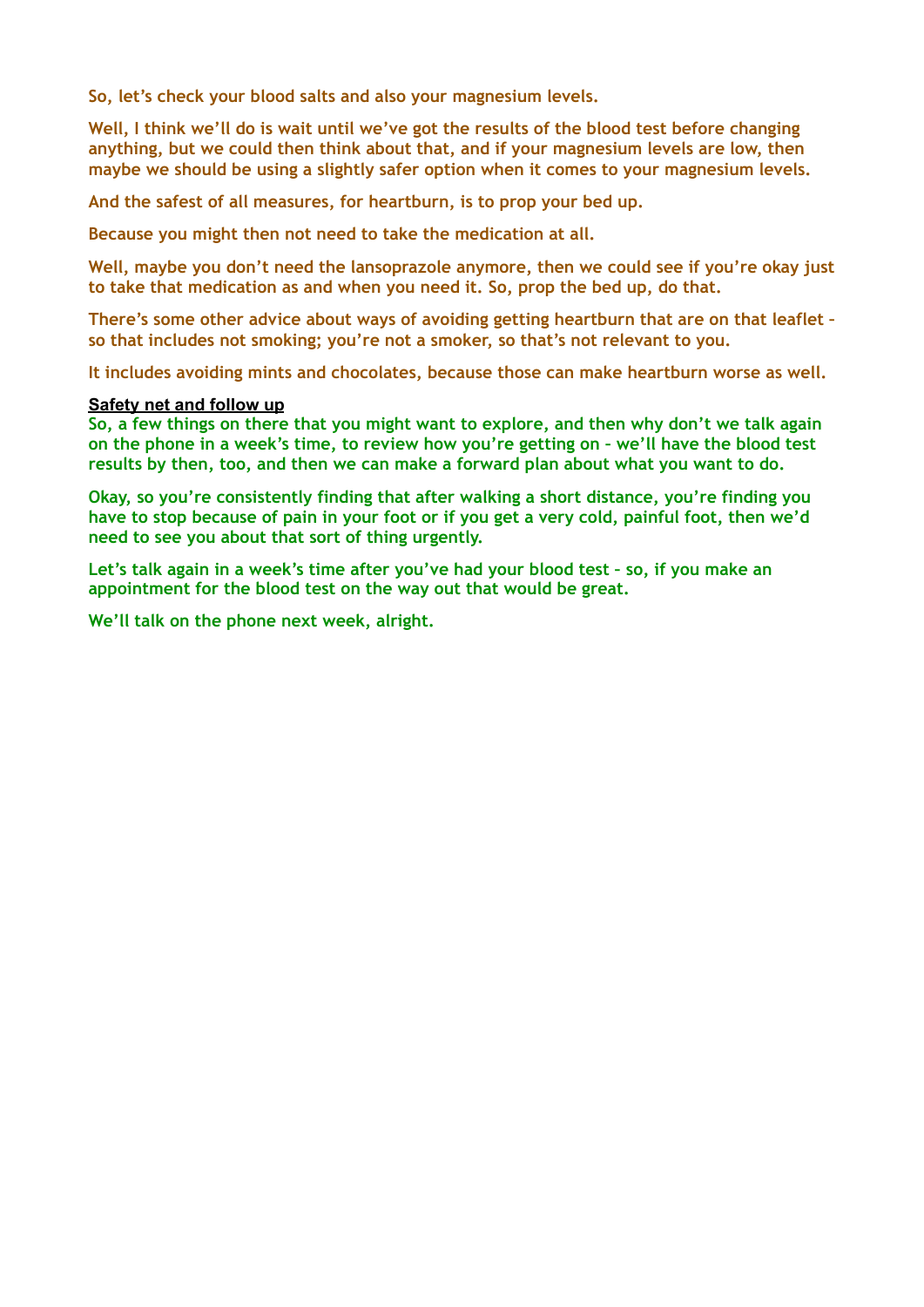**So, let's check your blood salts and also your magnesium levels.**

**Well, I think we'll do is wait until we've got the results of the blood test before changing anything, but we could then think about that, and if your magnesium levels are low, then maybe we should be using a slightly safer option when it comes to your magnesium levels.**

**And the safest of all measures, for heartburn, is to prop your bed up.**

**Because you might then not need to take the medication at all.**

**Well, maybe you don't need the lansoprazole anymore, then we could see if you're okay just to take that medication as and when you need it. So, prop the bed up, do that.**

**There's some other advice about ways of avoiding getting heartburn that are on that leaflet – so that includes not smoking; you're not a smoker, so that's not relevant to you.**

**It includes avoiding mints and chocolates, because those can make heartburn worse as well.**

**Safety net and follow up**

**So, a few things on there that you might want to explore, and then why don't we talk again on the phone in a week's time, to review how you're getting on – we'll have the blood test results by then, too, and then we can make a forward plan about what you want to do.**

**Okay, so you're consistently finding that after walking a short distance, you're finding you have to stop because of pain in your foot or if you get a very cold, painful foot, then we'd need to see you about that sort of thing urgently.**

**Let's talk again in a week's time after you've had your blood test – so, if you make an appointment for the blood test on the way out that would be great.**

**We'll talk on the phone next week, alright.**